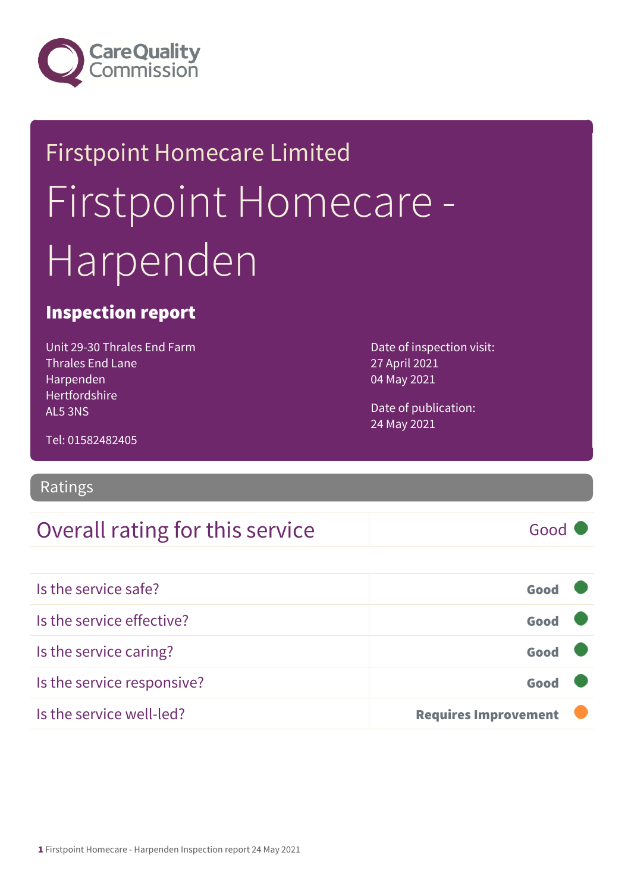Care Quality Commission

# Firstpoint Homecare Limited

# Firstpoint Homecare - Harpenden

## Inspection report

Unit 29-30 Thrales End Farm
Thrales End Lane
Harpenden
Hertfordshire
AL5 3NS

Tel: 01582482405

Date of inspection visit:
27 April 2021
04 May 2021

Date of publication:
24 May 2021

## Ratings

| Overall rating for this service | Good |
| --- | --- |

| | |
| --- | --- |
| Is the service safe? | **Good** |
| Is the service effective? | **Good** |
| Is the service caring? | **Good** |
| Is the service responsive? | **Good** |
| Is the service well-led? | **Requires Improvement** |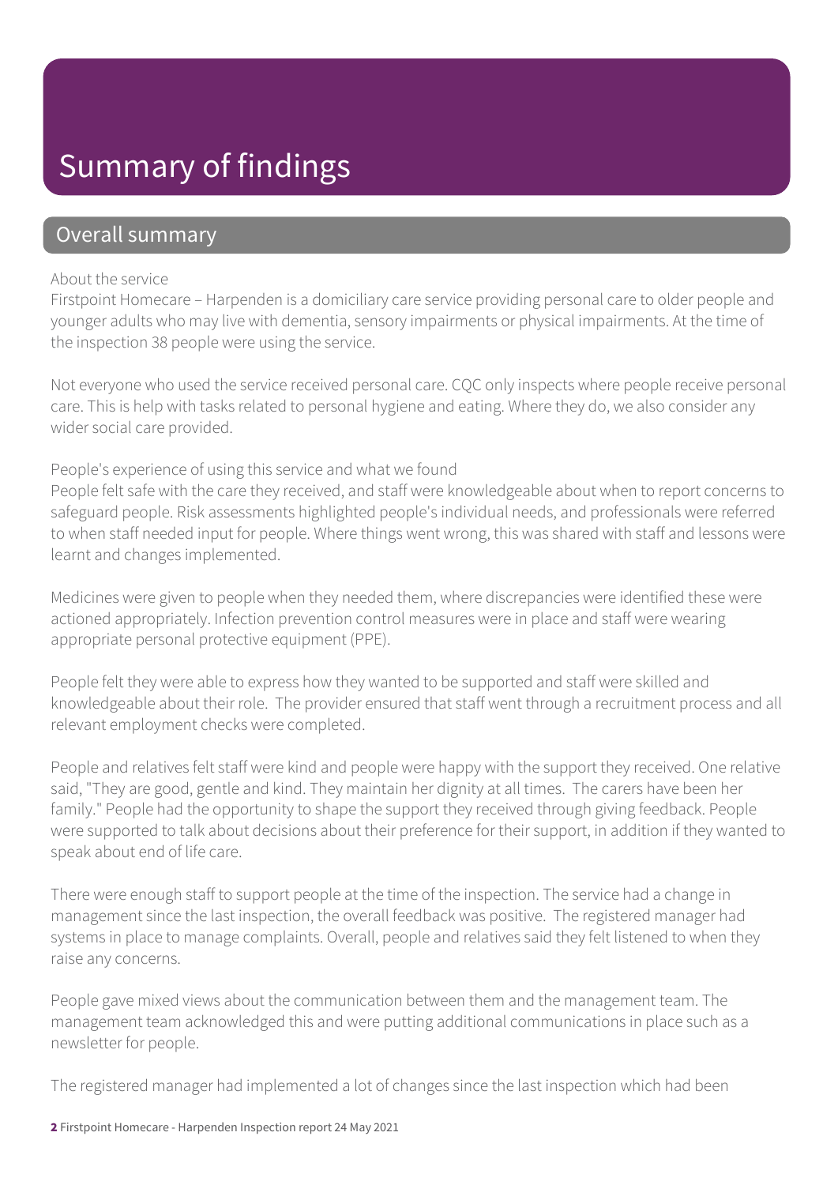# Summary of findings

## Overall summary

About the service

Firstpoint Homecare – Harpenden is a domiciliary care service providing personal care to older people and younger adults who may live with dementia, sensory impairments or physical impairments. At the time of the inspection 38 people were using the service.

Not everyone who used the service received personal care. CQC only inspects where people receive personal care. This is help with tasks related to personal hygiene and eating. Where they do, we also consider any wider social care provided.

People's experience of using this service and what we found

People felt safe with the care they received, and staff were knowledgeable about when to report concerns to safeguard people. Risk assessments highlighted people's individual needs, and professionals were referred to when staff needed input for people. Where things went wrong, this was shared with staff and lessons were learnt and changes implemented.

Medicines were given to people when they needed them, where discrepancies were identified these were actioned appropriately. Infection prevention control measures were in place and staff were wearing appropriate personal protective equipment (PPE).

People felt they were able to express how they wanted to be supported and staff were skilled and knowledgeable about their role. The provider ensured that staff went through a recruitment process and all relevant employment checks were completed.

People and relatives felt staff were kind and people were happy with the support they received. One relative said, "They are good, gentle and kind. They maintain her dignity at all times. The carers have been her family." People had the opportunity to shape the support they received through giving feedback. People were supported to talk about decisions about their preference for their support, in addition if they wanted to speak about end of life care.

There were enough staff to support people at the time of the inspection. The service had a change in management since the last inspection, the overall feedback was positive. The registered manager had systems in place to manage complaints. Overall, people and relatives said they felt listened to when they raise any concerns.

People gave mixed views about the communication between them and the management team. The management team acknowledged this and were putting additional communications in place such as a newsletter for people.

The registered manager had implemented a lot of changes since the last inspection which had been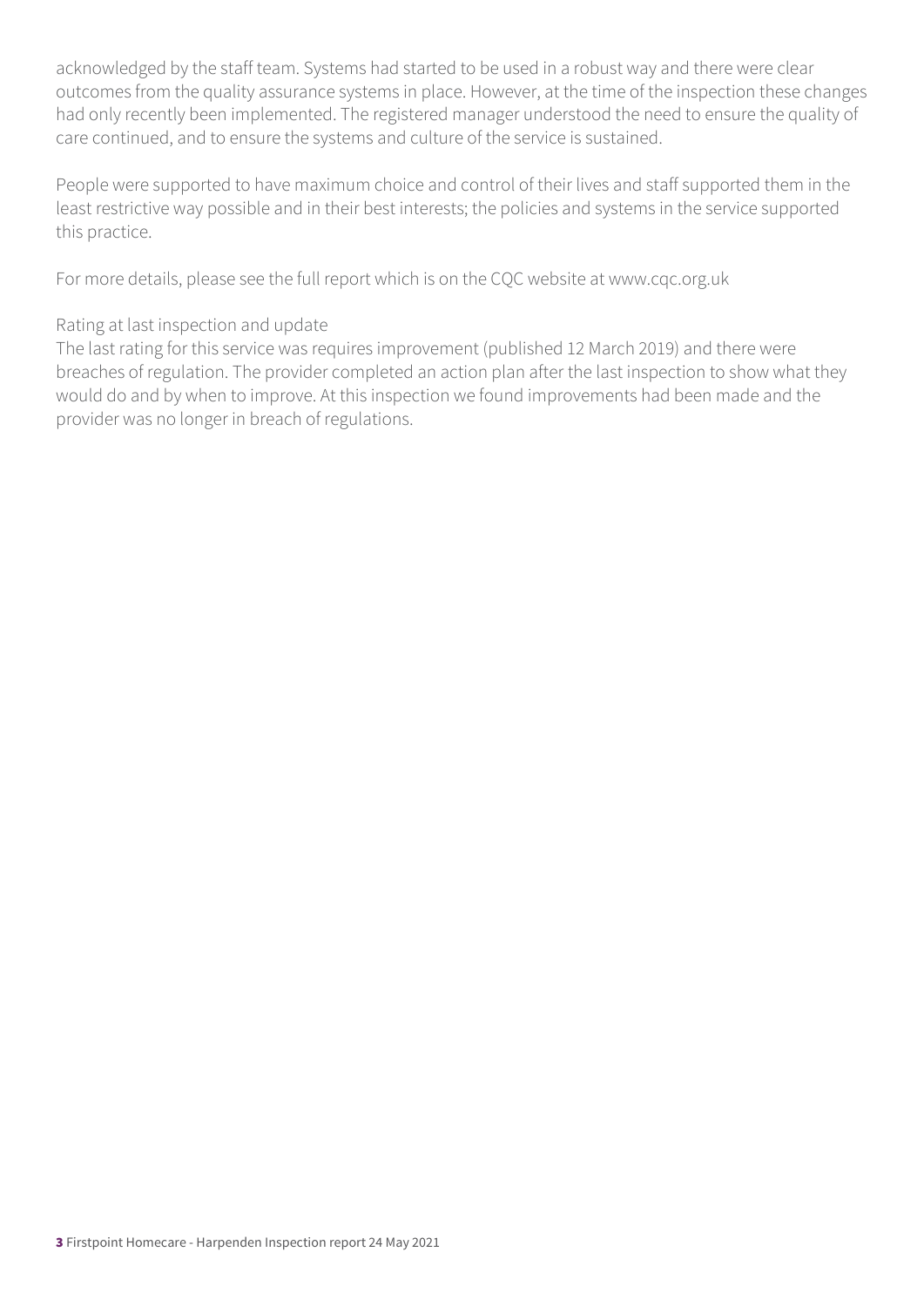acknowledged by the staff team. Systems had started to be used in a robust way and there were clear outcomes from the quality assurance systems in place. However, at the time of the inspection these changes had only recently been implemented. The registered manager understood the need to ensure the quality of care continued, and to ensure the systems and culture of the service is sustained.

People were supported to have maximum choice and control of their lives and staff supported them in the least restrictive way possible and in their best interests; the policies and systems in the service supported this practice.

For more details, please see the full report which is on the CQC website at www.cqc.org.uk

Rating at last inspection and update

The last rating for this service was requires improvement (published 12 March 2019) and there were breaches of regulation. The provider completed an action plan after the last inspection to show what they would do and by when to improve. At this inspection we found improvements had been made and the provider was no longer in breach of regulations.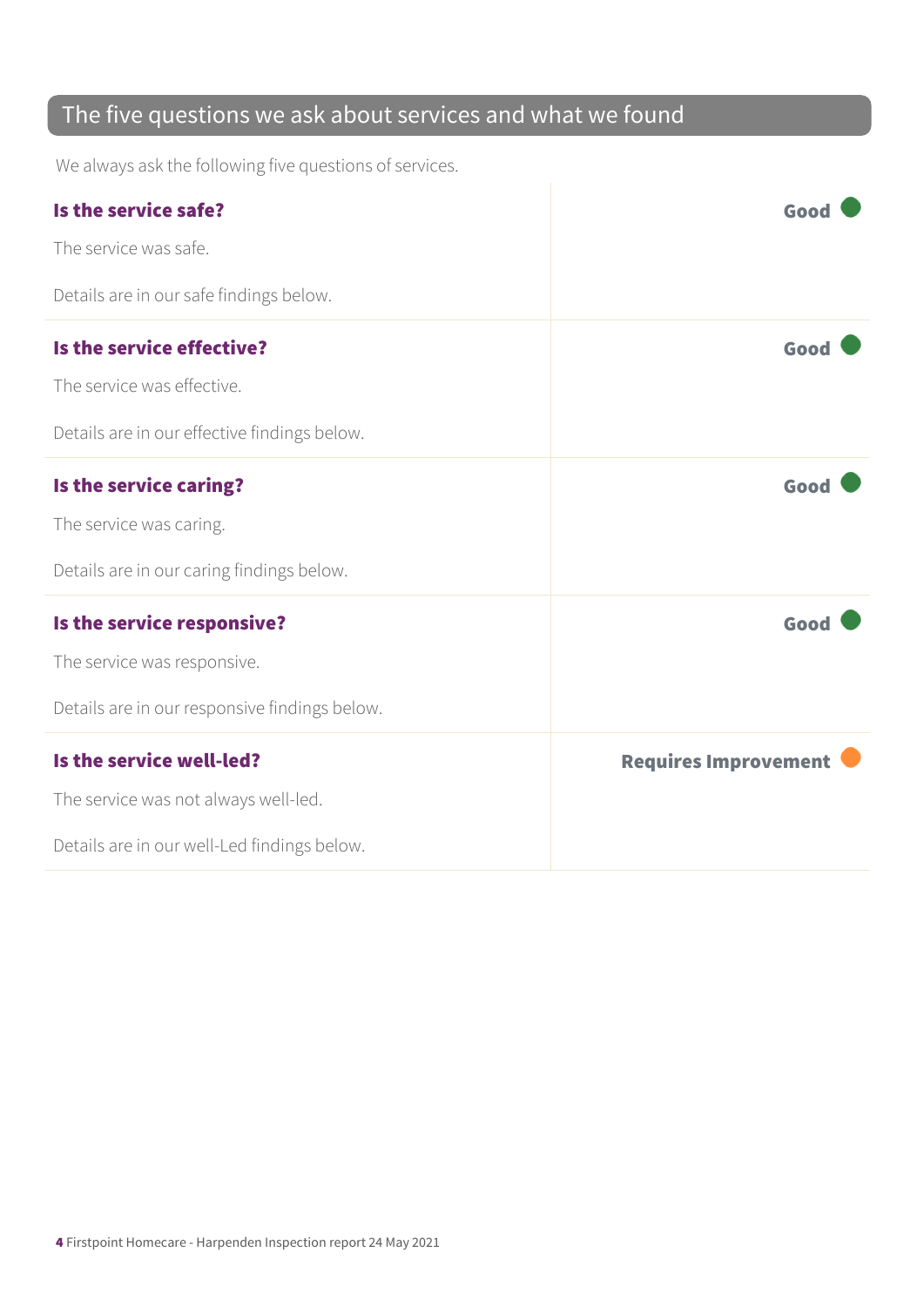## The five questions we ask about services and what we found

We always ask the following five questions of services.

| | |
|---|---|
| **Is the service safe?**<br><br>The service was safe.<br><br>Details are in our safe findings below. | **Good** |
| **Is the service effective?**<br><br>The service was effective.<br><br>Details are in our effective findings below. | **Good** |
| **Is the service caring?**<br><br>The service was caring.<br><br>Details are in our caring findings below. | **Good** |
| **Is the service responsive?**<br><br>The service was responsive.<br><br>Details are in our responsive findings below. | **Good** |
| **Is the service well-led?**<br><br>The service was not always well-led.<br><br>Details are in our well-Led findings below. | **Requires Improvement** |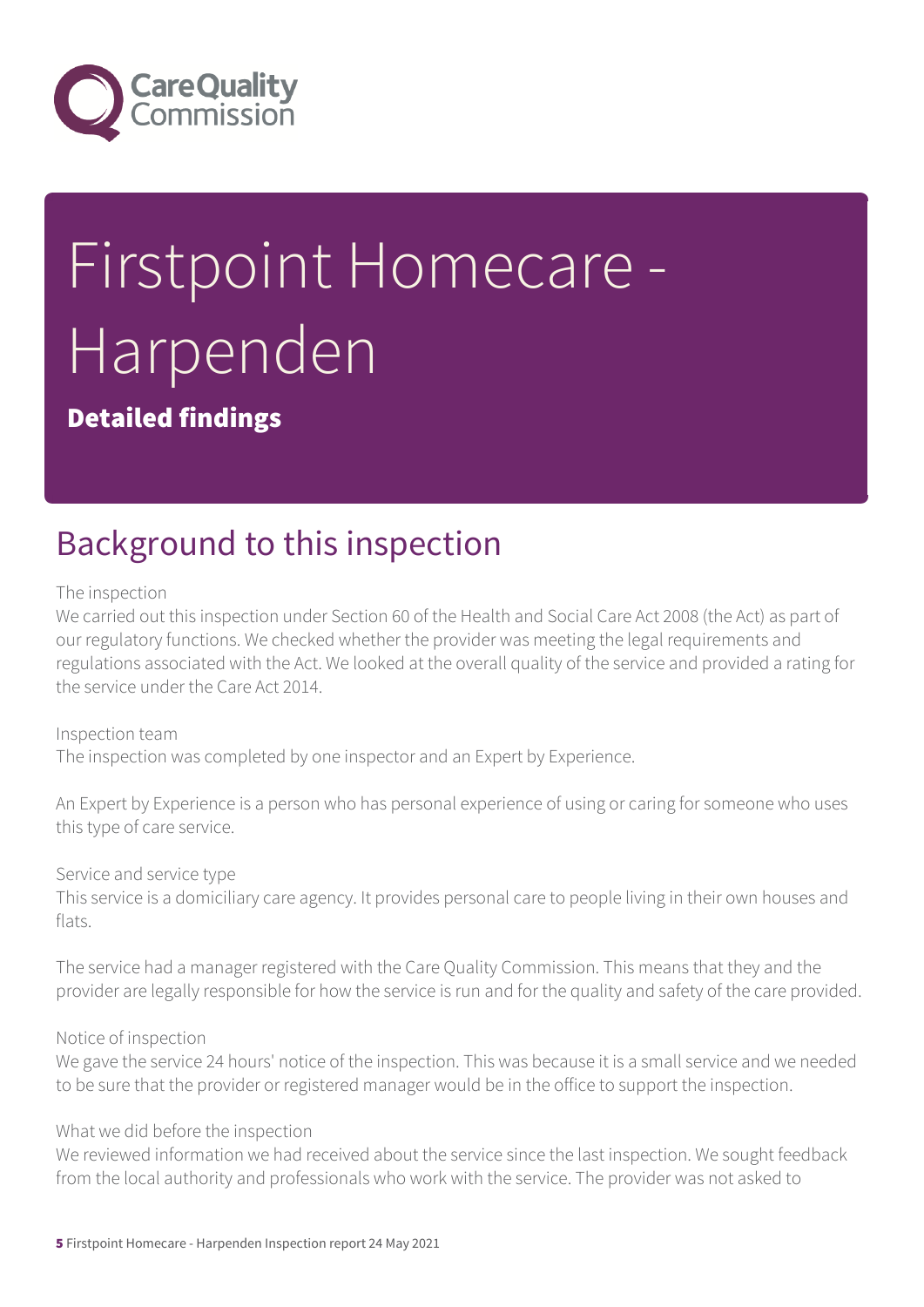# Firstpoint Homecare - Harpenden

**Detailed findings**

## Background to this inspection

The inspection

We carried out this inspection under Section 60 of the Health and Social Care Act 2008 (the Act) as part of our regulatory functions. We checked whether the provider was meeting the legal requirements and regulations associated with the Act. We looked at the overall quality of the service and provided a rating for the service under the Care Act 2014.

Inspection team

The inspection was completed by one inspector and an Expert by Experience.

An Expert by Experience is a person who has personal experience of using or caring for someone who uses this type of care service.

Service and service type

This service is a domiciliary care agency. It provides personal care to people living in their own houses and flats.

The service had a manager registered with the Care Quality Commission. This means that they and the provider are legally responsible for how the service is run and for the quality and safety of the care provided.

Notice of inspection

We gave the service 24 hours' notice of the inspection. This was because it is a small service and we needed to be sure that the provider or registered manager would be in the office to support the inspection.

What we did before the inspection

We reviewed information we had received about the service since the last inspection. We sought feedback from the local authority and professionals who work with the service. The provider was not asked to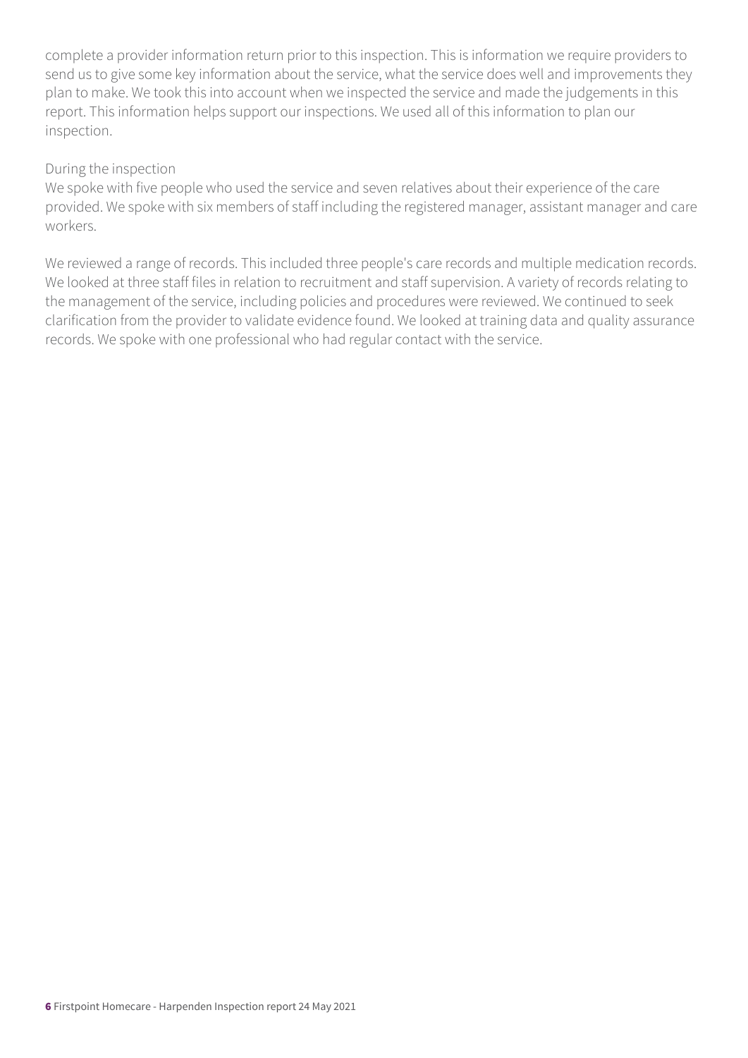complete a provider information return prior to this inspection. This is information we require providers to send us to give some key information about the service, what the service does well and improvements they plan to make. We took this into account when we inspected the service and made the judgements in this report. This information helps support our inspections. We used all of this information to plan our inspection.

During the inspection
We spoke with five people who used the service and seven relatives about their experience of the care provided. We spoke with six members of staff including the registered manager, assistant manager and care workers.

We reviewed a range of records. This included three people's care records and multiple medication records. We looked at three staff files in relation to recruitment and staff supervision. A variety of records relating to the management of the service, including policies and procedures were reviewed. We continued to seek clarification from the provider to validate evidence found. We looked at training data and quality assurance records. We spoke with one professional who had regular contact with the service.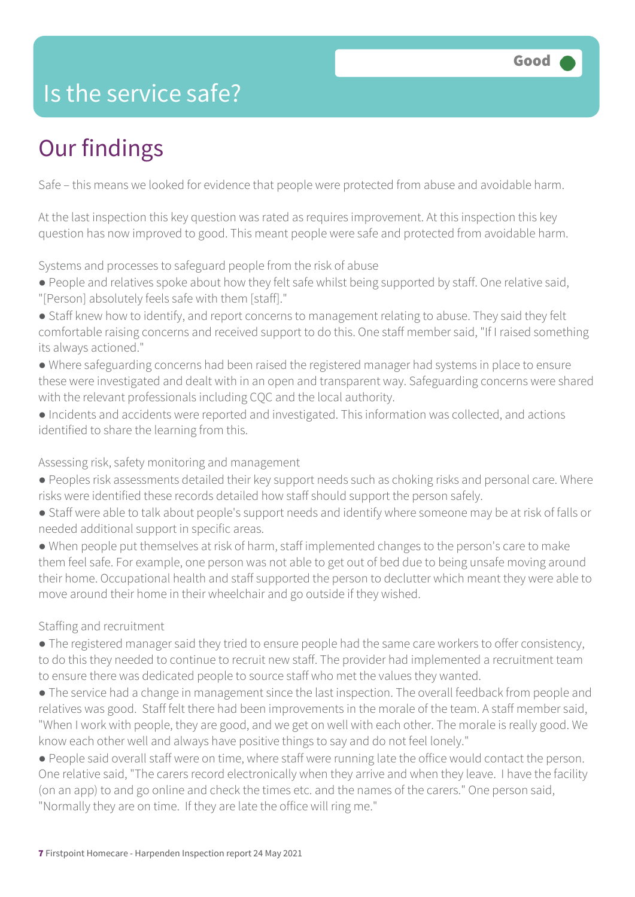# Is the service safe?

Good

## Our findings

Safe – this means we looked for evidence that people were protected from abuse and avoidable harm.

At the last inspection this key question was rated as requires improvement. At this inspection this key question has now improved to good. This meant people were safe and protected from avoidable harm.

Systems and processes to safeguard people from the risk of abuse

- People and relatives spoke about how they felt safe whilst being supported by staff. One relative said, "[Person] absolutely feels safe with them [staff]."
- Staff knew how to identify, and report concerns to management relating to abuse. They said they felt comfortable raising concerns and received support to do this. One staff member said, "If I raised something its always actioned."
- Where safeguarding concerns had been raised the registered manager had systems in place to ensure these were investigated and dealt with in an open and transparent way. Safeguarding concerns were shared with the relevant professionals including CQC and the local authority.
- Incidents and accidents were reported and investigated. This information was collected, and actions identified to share the learning from this.

Assessing risk, safety monitoring and management

- Peoples risk assessments detailed their key support needs such as choking risks and personal care. Where risks were identified these records detailed how staff should support the person safely.
- Staff were able to talk about people's support needs and identify where someone may be at risk of falls or needed additional support in specific areas.
- When people put themselves at risk of harm, staff implemented changes to the person's care to make them feel safe. For example, one person was not able to get out of bed due to being unsafe moving around their home. Occupational health and staff supported the person to declutter which meant they were able to move around their home in their wheelchair and go outside if they wished.

Staffing and recruitment

- The registered manager said they tried to ensure people had the same care workers to offer consistency, to do this they needed to continue to recruit new staff. The provider had implemented a recruitment team to ensure there was dedicated people to source staff who met the values they wanted.
- The service had a change in management since the last inspection. The overall feedback from people and relatives was good. Staff felt there had been improvements in the morale of the team. A staff member said, "When I work with people, they are good, and we get on well with each other. The morale is really good. We know each other well and always have positive things to say and do not feel lonely."
- People said overall staff were on time, where staff were running late the office would contact the person. One relative said, "The carers record electronically when they arrive and when they leave. I have the facility (on an app) to and go online and check the times etc. and the names of the carers." One person said, "Normally they are on time. If they are late the office will ring me."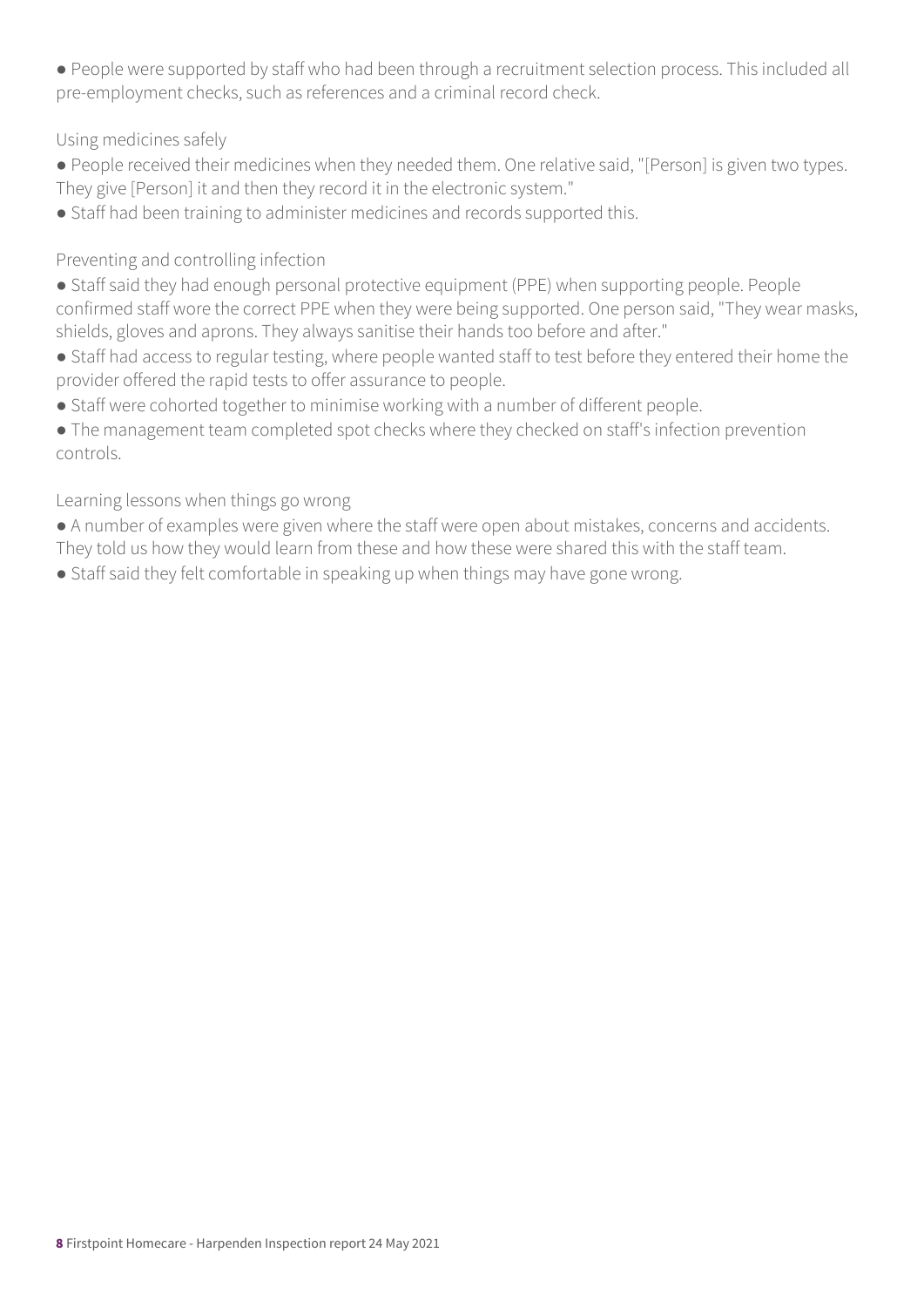- People were supported by staff who had been through a recruitment selection process. This included all pre-employment checks, such as references and a criminal record check.

### Using medicines safely

- People received their medicines when they needed them. One relative said, "[Person] is given two types. They give [Person] it and then they record it in the electronic system."
- Staff had been training to administer medicines and records supported this.

### Preventing and controlling infection

- Staff said they had enough personal protective equipment (PPE) when supporting people. People confirmed staff wore the correct PPE when they were being supported. One person said, "They wear masks, shields, gloves and aprons. They always sanitise their hands too before and after."
- Staff had access to regular testing, where people wanted staff to test before they entered their home the provider offered the rapid tests to offer assurance to people.
- Staff were cohorted together to minimise working with a number of different people.
- The management team completed spot checks where they checked on staff's infection prevention controls.

### Learning lessons when things go wrong

- A number of examples were given where the staff were open about mistakes, concerns and accidents. They told us how they would learn from these and how these were shared this with the staff team.
- Staff said they felt comfortable in speaking up when things may have gone wrong.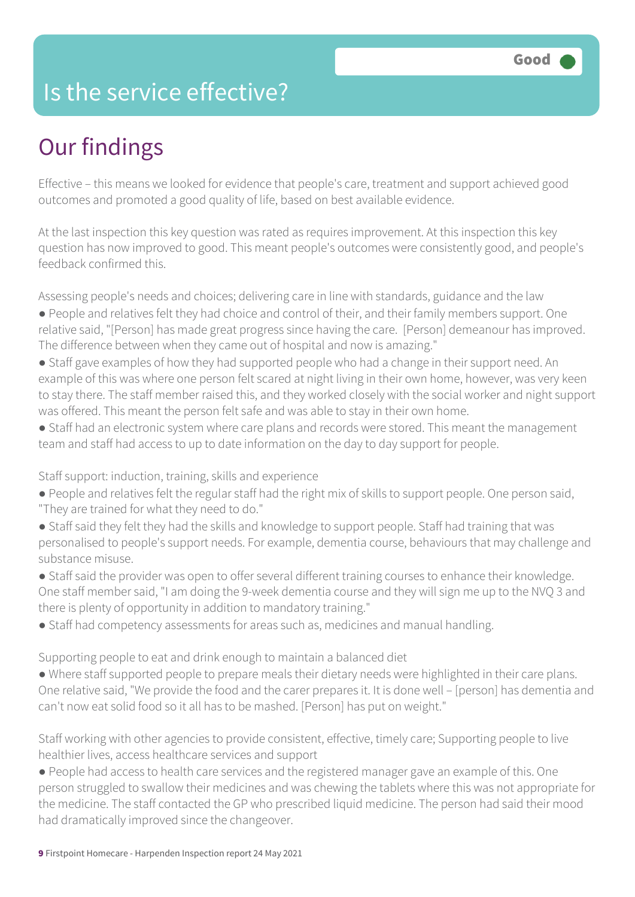# Is the service effective?

Good

## Our findings

Effective – this means we looked for evidence that people's care, treatment and support achieved good outcomes and promoted a good quality of life, based on best available evidence.

At the last inspection this key question was rated as requires improvement. At this inspection this key question has now improved to good. This meant people's outcomes were consistently good, and people's feedback confirmed this.

Assessing people's needs and choices; delivering care in line with standards, guidance and the law

- People and relatives felt they had choice and control of their, and their family members support. One relative said, "[Person] has made great progress since having the care. [Person] demeanour has improved. The difference between when they came out of hospital and now is amazing."
- Staff gave examples of how they had supported people who had a change in their support need. An example of this was where one person felt scared at night living in their own home, however, was very keen to stay there. The staff member raised this, and they worked closely with the social worker and night support was offered. This meant the person felt safe and was able to stay in their own home.
- Staff had an electronic system where care plans and records were stored. This meant the management team and staff had access to up to date information on the day to day support for people.

Staff support: induction, training, skills and experience

- People and relatives felt the regular staff had the right mix of skills to support people. One person said, "They are trained for what they need to do."
- Staff said they felt they had the skills and knowledge to support people. Staff had training that was personalised to people's support needs. For example, dementia course, behaviours that may challenge and substance misuse.
- Staff said the provider was open to offer several different training courses to enhance their knowledge. One staff member said, "I am doing the 9-week dementia course and they will sign me up to the NVQ 3 and there is plenty of opportunity in addition to mandatory training."
- Staff had competency assessments for areas such as, medicines and manual handling.

Supporting people to eat and drink enough to maintain a balanced diet

- Where staff supported people to prepare meals their dietary needs were highlighted in their care plans. One relative said, "We provide the food and the carer prepares it. It is done well – [person] has dementia and can't now eat solid food so it all has to be mashed. [Person] has put on weight."

Staff working with other agencies to provide consistent, effective, timely care; Supporting people to live healthier lives, access healthcare services and support

- People had access to health care services and the registered manager gave an example of this. One person struggled to swallow their medicines and was chewing the tablets where this was not appropriate for the medicine. The staff contacted the GP who prescribed liquid medicine. The person had said their mood had dramatically improved since the changeover.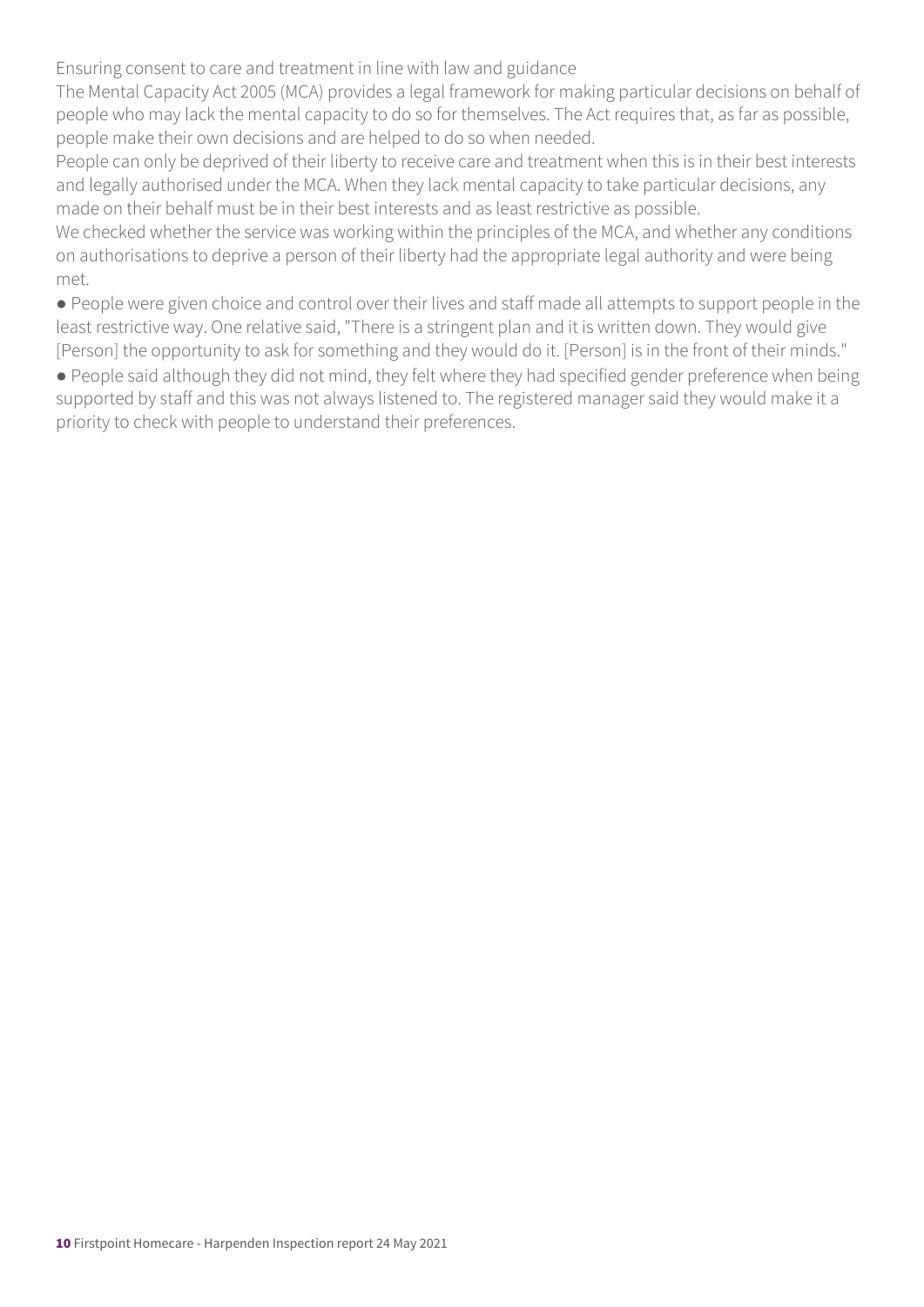Ensuring consent to care and treatment in line with law and guidance

The Mental Capacity Act 2005 (MCA) provides a legal framework for making particular decisions on behalf of people who may lack the mental capacity to do so for themselves. The Act requires that, as far as possible, people make their own decisions and are helped to do so when needed.

People can only be deprived of their liberty to receive care and treatment when this is in their best interests and legally authorised under the MCA. When they lack mental capacity to take particular decisions, any made on their behalf must be in their best interests and as least restrictive as possible.

We checked whether the service was working within the principles of the MCA, and whether any conditions on authorisations to deprive a person of their liberty had the appropriate legal authority and were being met.

- People were given choice and control over their lives and staff made all attempts to support people in the least restrictive way. One relative said, "There is a stringent plan and it is written down. They would give [Person] the opportunity to ask for something and they would do it. [Person] is in the front of their minds."
- People said although they did not mind, they felt where they had specified gender preference when being supported by staff and this was not always listened to. The registered manager said they would make it a priority to check with people to understand their preferences.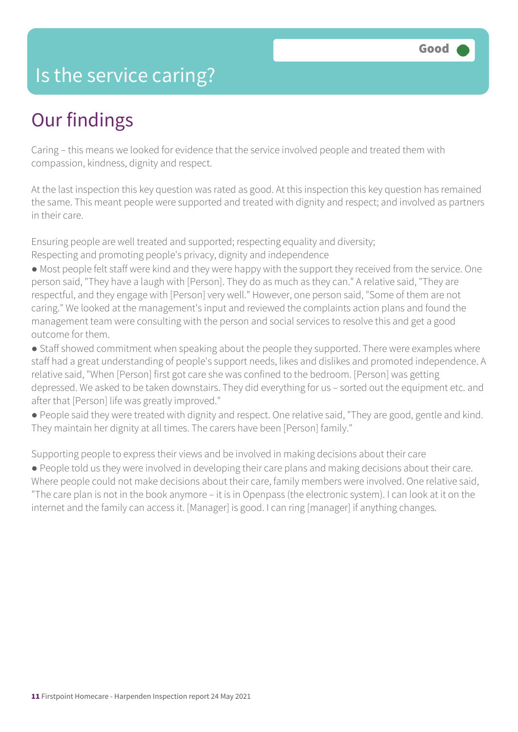# Is the service caring?

Good

## Our findings

Caring – this means we looked for evidence that the service involved people and treated them with compassion, kindness, dignity and respect.

At the last inspection this key question was rated as good. At this inspection this key question has remained the same. This meant people were supported and treated with dignity and respect; and involved as partners in their care.

Ensuring people are well treated and supported; respecting equality and diversity;
Respecting and promoting people's privacy, dignity and independence

- Most people felt staff were kind and they were happy with the support they received from the service. One person said, "They have a laugh with [Person]. They do as much as they can." A relative said, "They are respectful, and they engage with [Person] very well." However, one person said, "Some of them are not caring." We looked at the management's input and reviewed the complaints action plans and found the management team were consulting with the person and social services to resolve this and get a good outcome for them.
- Staff showed commitment when speaking about the people they supported. There were examples where staff had a great understanding of people's support needs, likes and dislikes and promoted independence. A relative said, "When [Person] first got care she was confined to the bedroom. [Person] was getting depressed. We asked to be taken downstairs. They did everything for us – sorted out the equipment etc. and after that [Person] life was greatly improved."
- People said they were treated with dignity and respect. One relative said, "They are good, gentle and kind. They maintain her dignity at all times. The carers have been [Person] family."

Supporting people to express their views and be involved in making decisions about their care

- People told us they were involved in developing their care plans and making decisions about their care. Where people could not make decisions about their care, family members were involved. One relative said, "The care plan is not in the book anymore – it is in Openpass (the electronic system). I can look at it on the internet and the family can access it. [Manager] is good. I can ring [manager] if anything changes.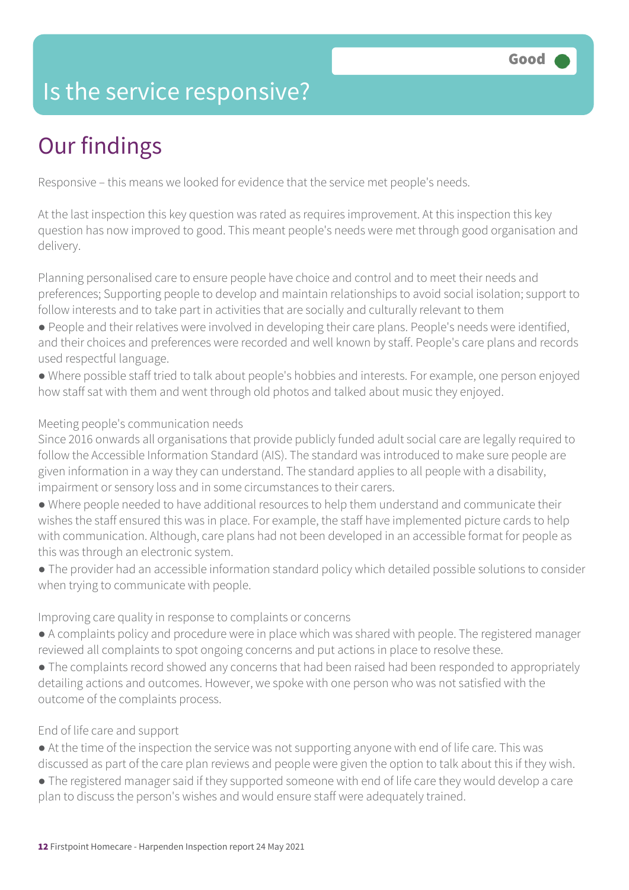# Is the service responsive?

Good

## Our findings

Responsive – this means we looked for evidence that the service met people's needs.

At the last inspection this key question was rated as requires improvement. At this inspection this key question has now improved to good. This meant people's needs were met through good organisation and delivery.

Planning personalised care to ensure people have choice and control and to meet their needs and preferences; Supporting people to develop and maintain relationships to avoid social isolation; support to follow interests and to take part in activities that are socially and culturally relevant to them

- People and their relatives were involved in developing their care plans. People's needs were identified, and their choices and preferences were recorded and well known by staff. People's care plans and records used respectful language.
- Where possible staff tried to talk about people's hobbies and interests. For example, one person enjoyed how staff sat with them and went through old photos and talked about music they enjoyed.

Meeting people's communication needs

Since 2016 onwards all organisations that provide publicly funded adult social care are legally required to follow the Accessible Information Standard (AIS). The standard was introduced to make sure people are given information in a way they can understand. The standard applies to all people with a disability, impairment or sensory loss and in some circumstances to their carers.

- Where people needed to have additional resources to help them understand and communicate their wishes the staff ensured this was in place. For example, the staff have implemented picture cards to help with communication. Although, care plans had not been developed in an accessible format for people as this was through an electronic system.
- The provider had an accessible information standard policy which detailed possible solutions to consider when trying to communicate with people.

Improving care quality in response to complaints or concerns

- A complaints policy and procedure were in place which was shared with people. The registered manager reviewed all complaints to spot ongoing concerns and put actions in place to resolve these.
- The complaints record showed any concerns that had been raised had been responded to appropriately detailing actions and outcomes. However, we spoke with one person who was not satisfied with the outcome of the complaints process.

End of life care and support

- At the time of the inspection the service was not supporting anyone with end of life care. This was discussed as part of the care plan reviews and people were given the option to talk about this if they wish.
- The registered manager said if they supported someone with end of life care they would develop a care plan to discuss the person's wishes and would ensure staff were adequately trained.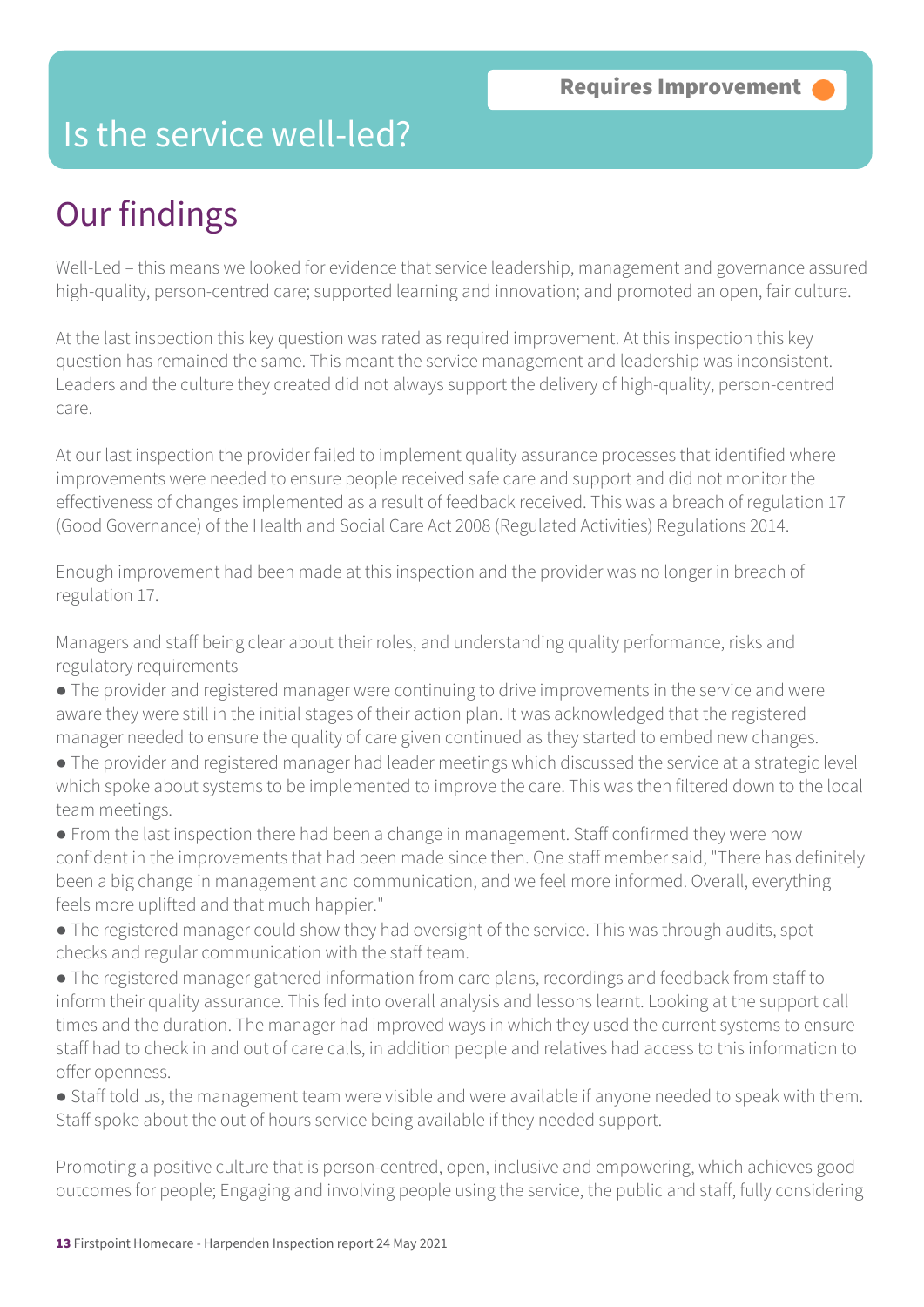# Is the service well-led?

**Requires Improvement**

## Our findings

Well-Led – this means we looked for evidence that service leadership, management and governance assured high-quality, person-centred care; supported learning and innovation; and promoted an open, fair culture.

At the last inspection this key question was rated as required improvement. At this inspection this key question has remained the same. This meant the service management and leadership was inconsistent. Leaders and the culture they created did not always support the delivery of high-quality, person-centred care.

At our last inspection the provider failed to implement quality assurance processes that identified where improvements were needed to ensure people received safe care and support and did not monitor the effectiveness of changes implemented as a result of feedback received. This was a breach of regulation 17 (Good Governance) of the Health and Social Care Act 2008 (Regulated Activities) Regulations 2014.

Enough improvement had been made at this inspection and the provider was no longer in breach of regulation 17.

Managers and staff being clear about their roles, and understanding quality performance, risks and regulatory requirements

- The provider and registered manager were continuing to drive improvements in the service and were aware they were still in the initial stages of their action plan. It was acknowledged that the registered manager needed to ensure the quality of care given continued as they started to embed new changes.
- The provider and registered manager had leader meetings which discussed the service at a strategic level which spoke about systems to be implemented to improve the care. This was then filtered down to the local team meetings.
- From the last inspection there had been a change in management. Staff confirmed they were now confident in the improvements that had been made since then. One staff member said, "There has definitely been a big change in management and communication, and we feel more informed. Overall, everything feels more uplifted and that much happier."
- The registered manager could show they had oversight of the service. This was through audits, spot checks and regular communication with the staff team.
- The registered manager gathered information from care plans, recordings and feedback from staff to inform their quality assurance. This fed into overall analysis and lessons learnt. Looking at the support call times and the duration. The manager had improved ways in which they used the current systems to ensure staff had to check in and out of care calls, in addition people and relatives had access to this information to offer openness.
- Staff told us, the management team were visible and were available if anyone needed to speak with them. Staff spoke about the out of hours service being available if they needed support.

Promoting a positive culture that is person-centred, open, inclusive and empowering, which achieves good outcomes for people; Engaging and involving people using the service, the public and staff, fully considering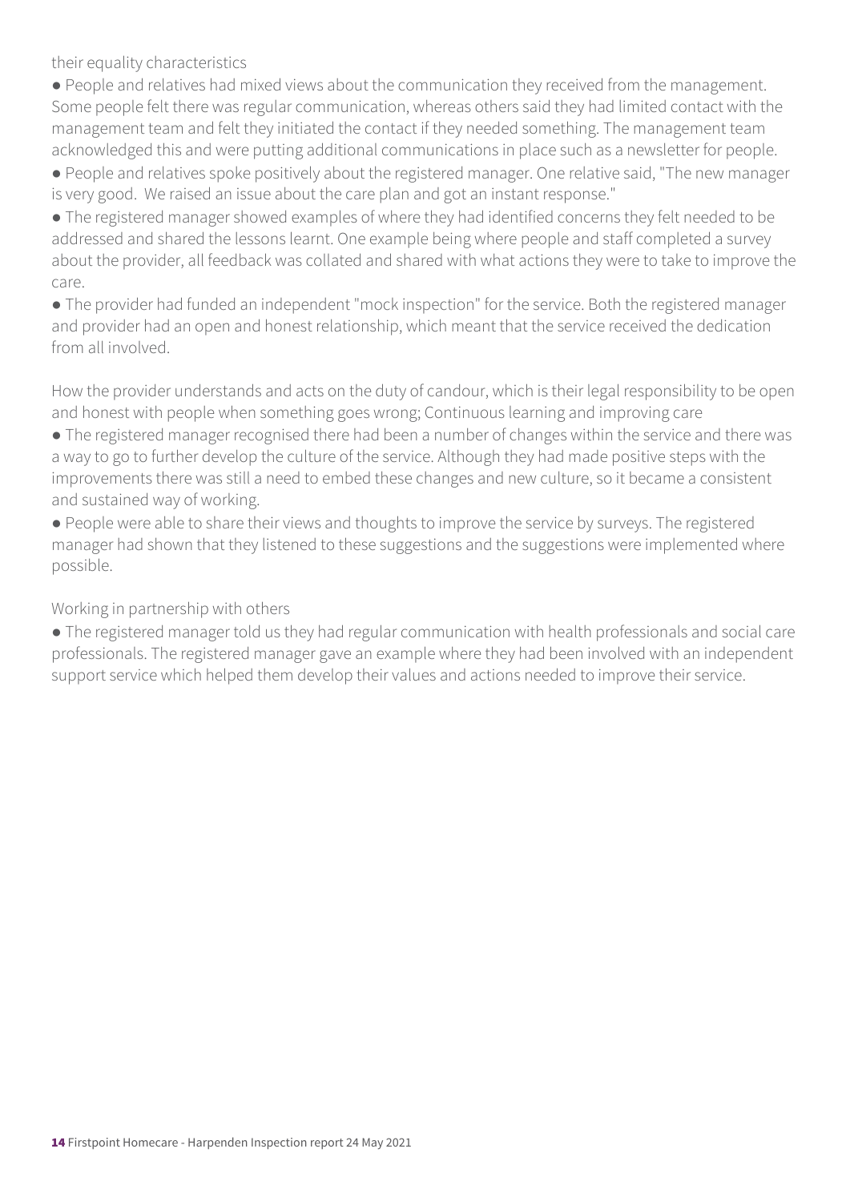their equality characteristics

- People and relatives had mixed views about the communication they received from the management. Some people felt there was regular communication, whereas others said they had limited contact with the management team and felt they initiated the contact if they needed something. The management team acknowledged this and were putting additional communications in place such as a newsletter for people.
- People and relatives spoke positively about the registered manager. One relative said, "The new manager is very good. We raised an issue about the care plan and got an instant response."
- The registered manager showed examples of where they had identified concerns they felt needed to be addressed and shared the lessons learnt. One example being where people and staff completed a survey about the provider, all feedback was collated and shared with what actions they were to take to improve the care.
- The provider had funded an independent "mock inspection" for the service. Both the registered manager and provider had an open and honest relationship, which meant that the service received the dedication from all involved.

How the provider understands and acts on the duty of candour, which is their legal responsibility to be open and honest with people when something goes wrong; Continuous learning and improving care

- The registered manager recognised there had been a number of changes within the service and there was a way to go to further develop the culture of the service. Although they had made positive steps with the improvements there was still a need to embed these changes and new culture, so it became a consistent and sustained way of working.
- People were able to share their views and thoughts to improve the service by surveys. The registered manager had shown that they listened to these suggestions and the suggestions were implemented where possible.

Working in partnership with others

- The registered manager told us they had regular communication with health professionals and social care professionals. The registered manager gave an example where they had been involved with an independent support service which helped them develop their values and actions needed to improve their service.